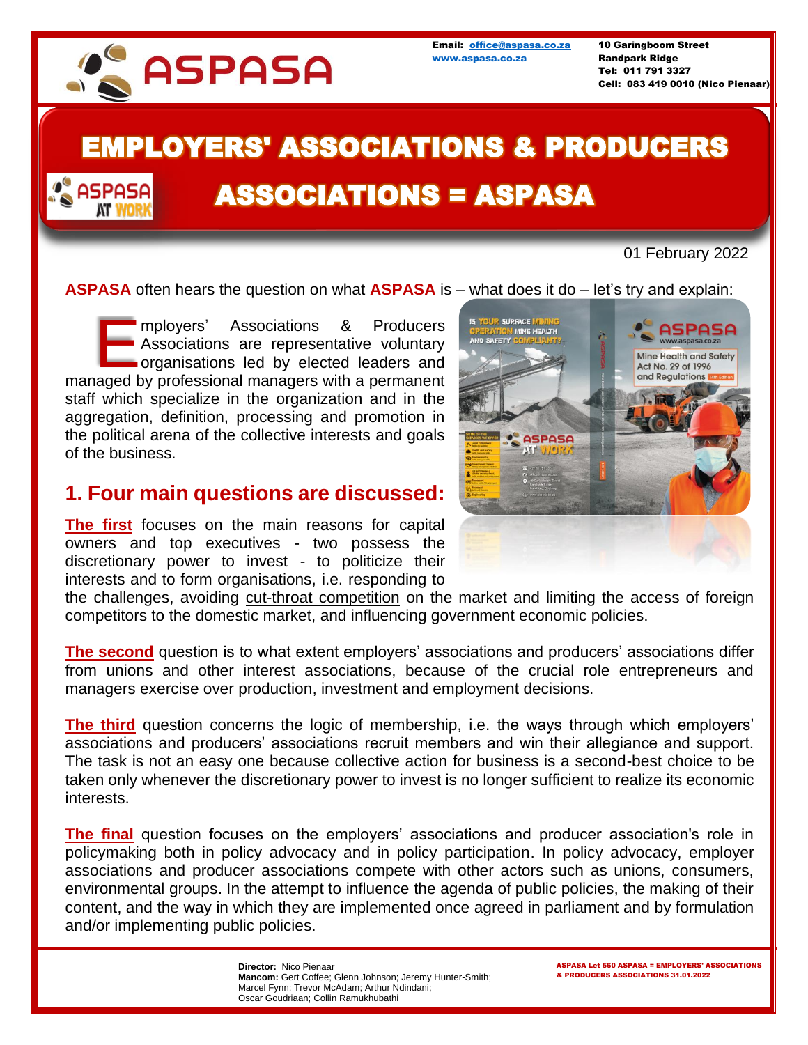Email: office@aspasa.co.za
www.aspasa.co.za

10 Garingboom Street
Randpark Ridge
Tel: 011 791 3327
Cell: 083 419 0010 (Nico Pienaar)

# EMPLOYERS' ASSOCIATIONS & PRODUCERS ASSOCIATIONS = ASPASA

01 February 2022

**ASPASA** often hears the question on what **ASPASA** is – what does it do – let's try and explain:

Employers' Associations & Producers Associations are representative voluntary organisations led by elected leaders and managed by professional managers with a permanent staff which specialize in the organization and in the aggregation, definition, processing and promotion in the political arena of the collective interests and goals of the business.

## 1. Four main questions are discussed:

**The first** focuses on the main reasons for capital owners and top executives - two possess the discretionary power to invest - to politicize their interests and to form organisations, i.e. responding to the challenges, avoiding cut-throat competition on the market and limiting the access of foreign competitors to the domestic market, and influencing government economic policies.

**The second** question is to what extent employers' associations and producers' associations differ from unions and other interest associations, because of the crucial role entrepreneurs and managers exercise over production, investment and employment decisions.

**The third** question concerns the logic of membership, i.e. the ways through which employers' associations and producers' associations recruit members and win their allegiance and support. The task is not an easy one because collective action for business is a second-best choice to be taken only whenever the discretionary power to invest is no longer sufficient to realize its economic interests.

**The final** question focuses on the employers' associations and producer association's role in policymaking both in policy advocacy and in policy participation. In policy advocacy, employer associations and producer associations compete with other actors such as unions, consumers, environmental groups. In the attempt to influence the agenda of public policies, the making of their content, and the way in which they are implemented once agreed in parliament and by formulation and/or implementing public policies.

**Director:** Nico Pienaar
**Mancom:** Gert Coffee; Glenn Johnson; Jeremy Hunter-Smith; Marcel Fynn; Trevor McAdam; Arthur Ndindani; Oscar Goudriaan; Collin Ramukhubathi

ASPASA Let 560 ASPASA = EMPLOYERS' ASSOCIATIONS & PRODUCERS ASSOCIATIONS 31.01.2022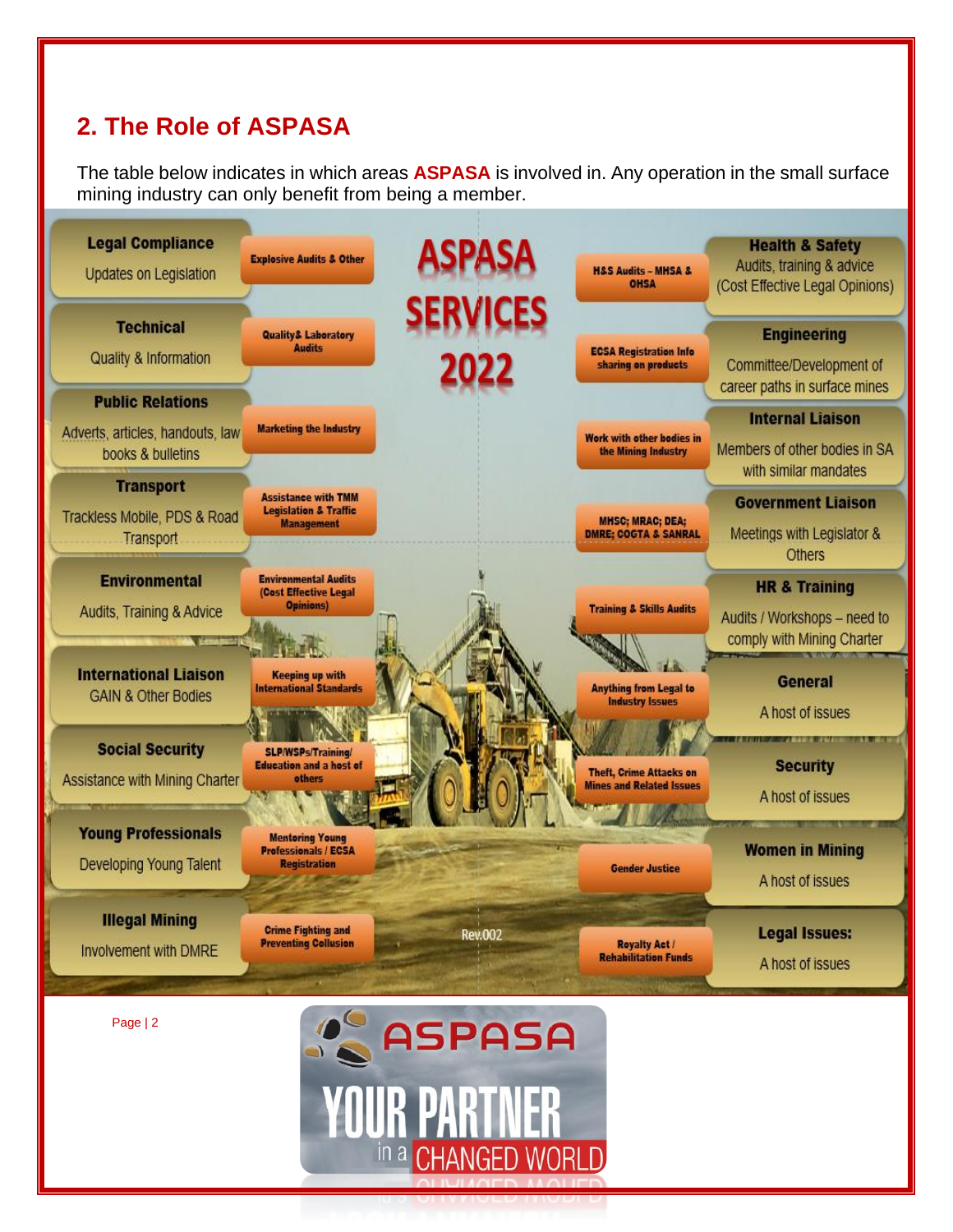## 2. The Role of ASPASA

The table below indicates in which areas **ASPASA** is involved in. Any operation in the small surface mining industry can only benefit from being a member.

# ASPASA SERVICES 2022

| Area | Service | Service | Area |
|---|---|---|---|
| **Legal Compliance** Updates on Legislation | Explosive Audits & Other | H&S Audits – MHSA & OHSA | **Health & Safety** Audits, training & advice (Cost Effective Legal Opinions) |
| **Technical** Quality & Information | Quality& Laboratory Audits | ECSA Registration Info sharing on products | **Engineering** Committee/Development of career paths in surface mines |
| **Public Relations** Adverts, articles, handouts, law books & bulletins | Marketing the Industry | Work with other bodies in the Mining Industry | **Internal Liaison** Members of other bodies in SA with similar mandates |
| **Transport** Trackless Mobile, PDS & Road Transport | Assistance with TMM Legislation & Traffic Management | MHSC; MRAC; DEA; DMRE; COGTA & SANRAL | **Government Liaison** Meetings with Legislator & Others |
| **Environmental** Audits, Training & Advice | Environmental Audits (Cost Effective Legal Opinions) | Training & Skills Audits | **HR & Training** Audits / Workshops – need to comply with Mining Charter |
| **International Liaison** GAIN & Other Bodies | Keeping up with International Standards | Anything from Legal to Industry Issues | **General** A host of issues |
| **Social Security** Assistance with Mining Charter | SLP/WSPs/Training/ Education and a host of others | Theft, Crime Attacks on Mines and Related Issues | **Security** A host of issues |
| **Young Professionals** Developing Young Talent | Mentoring Young Professionals / ECSA Registration | Gender Justice | **Women in Mining** A host of issues |
| **Illegal Mining** Involvement with DMRE | Crime Fighting and Preventing Collusion | Royalty Act / Rehabilitation Funds | **Legal Issues:** A host of issues |

Rev.002

ASPASA YOUR PARTNER in a CHANGED WORLD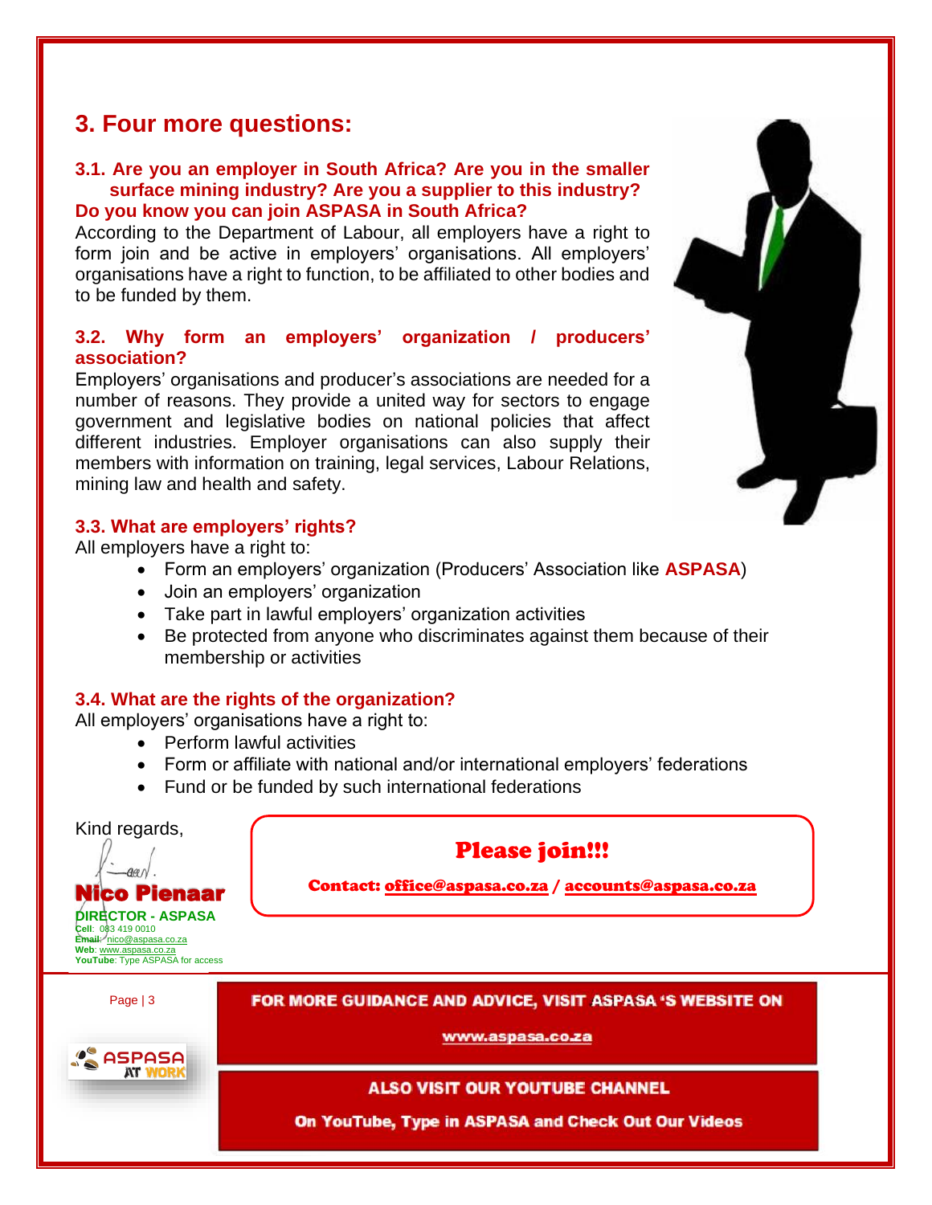## 3. Four more questions:

### 3.1. Are you an employer in South Africa? Are you in the smaller surface mining industry? Are you a supplier to this industry? Do you know you can join ASPASA in South Africa?

According to the Department of Labour, all employers have a right to form join and be active in employers' organisations. All employers' organisations have a right to function, to be affiliated to other bodies and to be funded by them.

### 3.2. Why form an employers' organization / producers' association?

Employers' organisations and producer's associations are needed for a number of reasons. They provide a united way for sectors to engage government and legislative bodies on national policies that affect different industries. Employer organisations can also supply their members with information on training, legal services, Labour Relations, mining law and health and safety.

### 3.3. What are employers' rights?

All employers have a right to:

- Form an employers' organization (Producers' Association like **ASPASA**)
- Join an employers' organization
- Take part in lawful employers' organization activities
- Be protected from anyone who discriminates against them because of their membership or activities

### 3.4. What are the rights of the organization?

All employers' organisations have a right to:

- Perform lawful activities
- Form or affiliate with national and/or international employers' federations
- Fund or be funded by such international federations

Kind regards,

**Nico Pienaar**
**DIRECTOR - ASPASA**
**Cell**: 083 419 0010
**Email**: nico@aspasa.co.za
**Web**: www.aspasa.co.za
**YouTube**: Type ASPASA for access

**Please join!!!**

**Contact: office@aspasa.co.za / accounts@aspasa.co.za**

**FOR MORE GUIDANCE AND ADVICE, VISIT ASPASA 'S WEBSITE ON**

**www.aspasa.co.za**

**ALSO VISIT OUR YOUTUBE CHANNEL**

**On YouTube, Type in ASPASA and Check Out Our Videos**